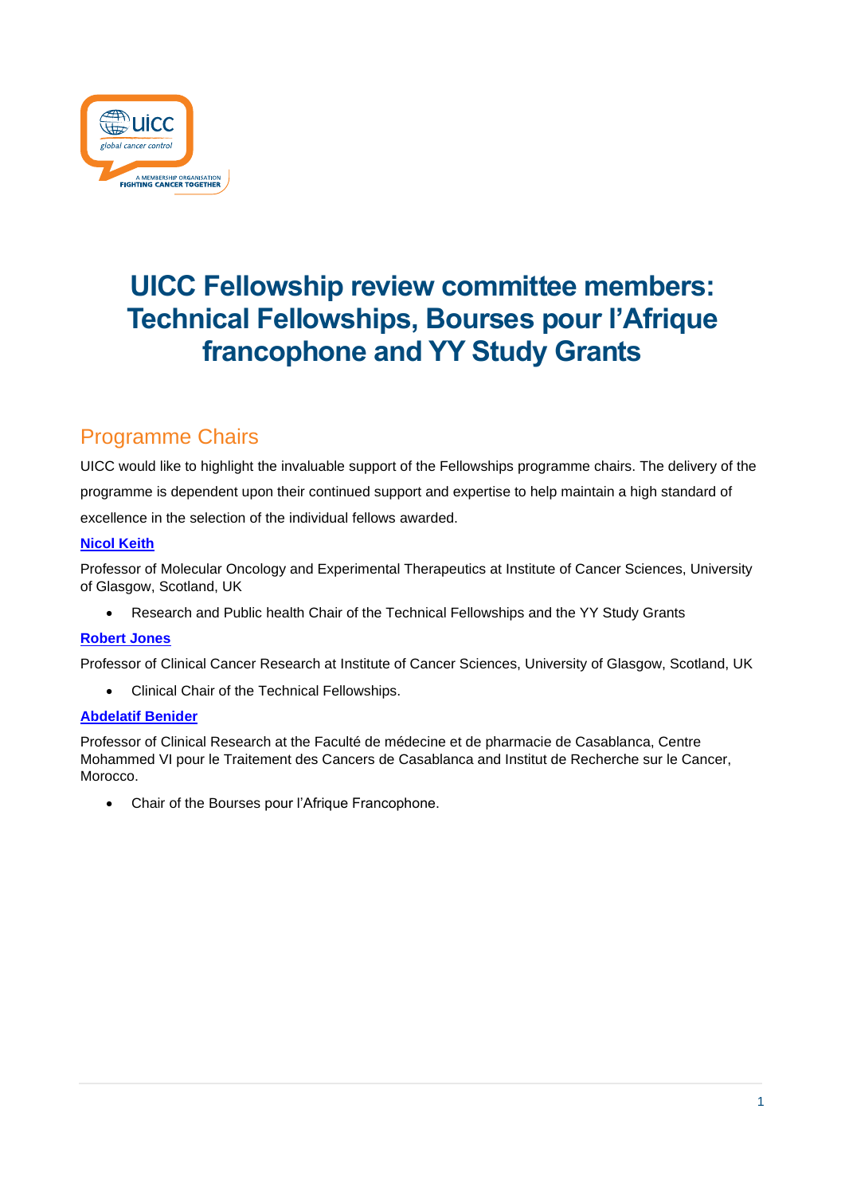# UICC Fellowship review committee members: Technical Fellowships, Bourses pour l'Afrique francophone and YY Study Grants

## Programme Chairs

UICC would like to highlight the invaluable support of the Fellowships programme chairs. The delivery of the programme is dependent upon their continued support and expertise to help maintain a high standard of excellence in the selection of the individual fellows awarded.

**Nicol Keith**

Professor of Molecular Oncology and Experimental Therapeutics at Institute of Cancer Sciences, University of Glasgow, Scotland, UK

- Research and Public health Chair of the Technical Fellowships and the YY Study Grants

**Robert Jones**

Professor of Clinical Cancer Research at Institute of Cancer Sciences, University of Glasgow, Scotland, UK

- Clinical Chair of the Technical Fellowships.

**Abdelatif Benider**

Professor of Clinical Research at the Faculté de médecine et de pharmacie de Casablanca, Centre Mohammed VI pour le Traitement des Cancers de Casablanca and Institut de Recherche sur le Cancer, Morocco.

- Chair of the Bourses pour l'Afrique Francophone.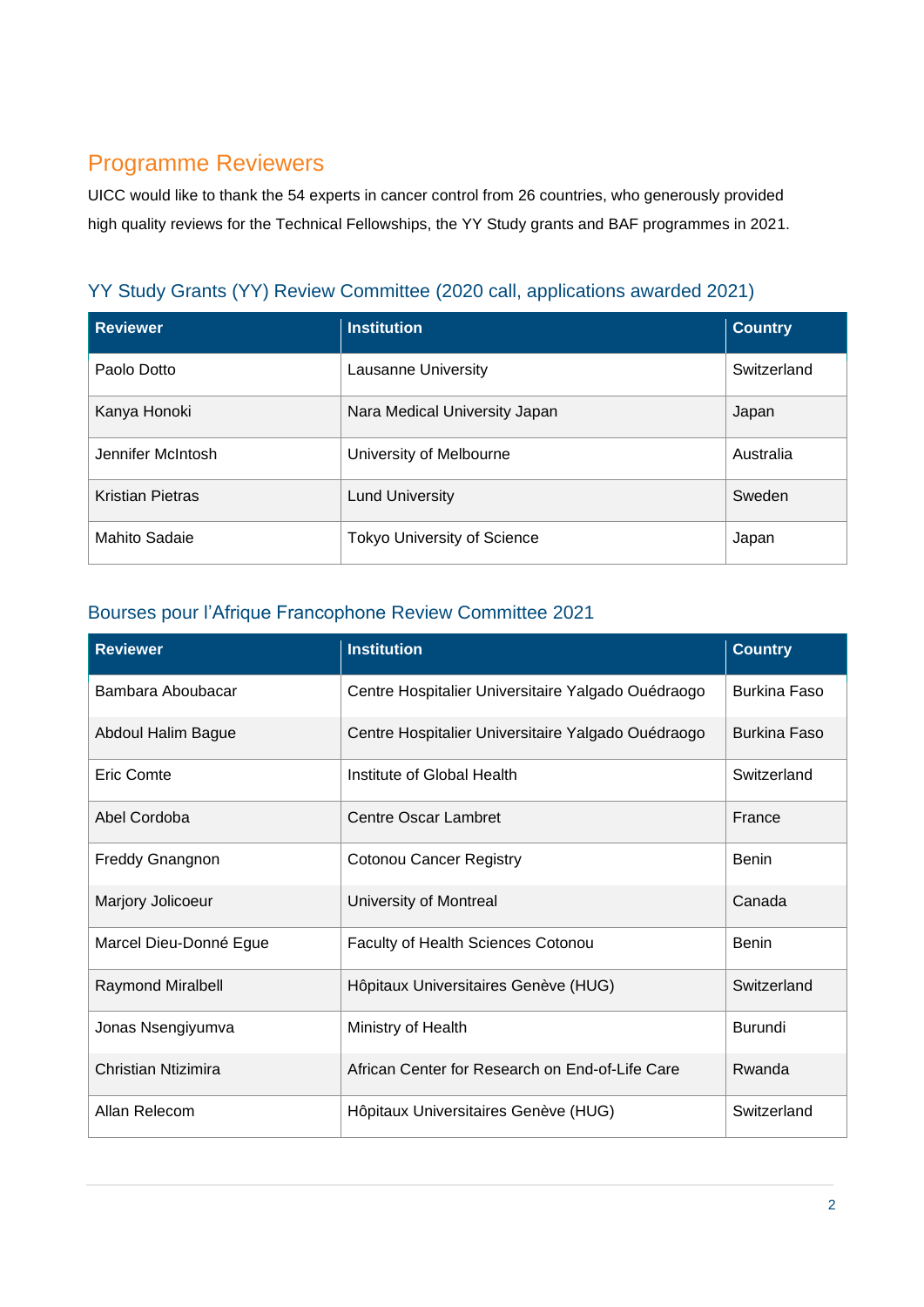## Programme Reviewers

UICC would like to thank the 54 experts in cancer control from 26 countries, who generously provided high quality reviews for the Technical Fellowships, the YY Study grants and BAF programmes in 2021.

### YY Study Grants (YY) Review Committee (2020 call, applications awarded 2021)

| Reviewer | Institution | Country |
|---|---|---|
| Paolo Dotto | Lausanne University | Switzerland |
| Kanya Honoki | Nara Medical University Japan | Japan |
| Jennifer McIntosh | University of Melbourne | Australia |
| Kristian Pietras | Lund University | Sweden |
| Mahito Sadaie | Tokyo University of Science | Japan |

### Bourses pour l'Afrique Francophone Review Committee 2021

| Reviewer | Institution | Country |
|---|---|---|
| Bambara Aboubacar | Centre Hospitalier Universitaire Yalgado Ouédraogo | Burkina Faso |
| Abdoul Halim Bague | Centre Hospitalier Universitaire Yalgado Ouédraogo | Burkina Faso |
| Eric Comte | Institute of Global Health | Switzerland |
| Abel Cordoba | Centre Oscar Lambret | France |
| Freddy Gnangnon | Cotonou Cancer Registry | Benin |
| Marjory Jolicoeur | University of Montreal | Canada |
| Marcel Dieu-Donné Egue | Faculty of Health Sciences Cotonou | Benin |
| Raymond Miralbell | Hôpitaux Universitaires Genève (HUG) | Switzerland |
| Jonas Nsengiyumva | Ministry of Health | Burundi |
| Christian Ntizimira | African Center for Research on End-of-Life Care | Rwanda |
| Allan Relecom | Hôpitaux Universitaires Genève (HUG) | Switzerland |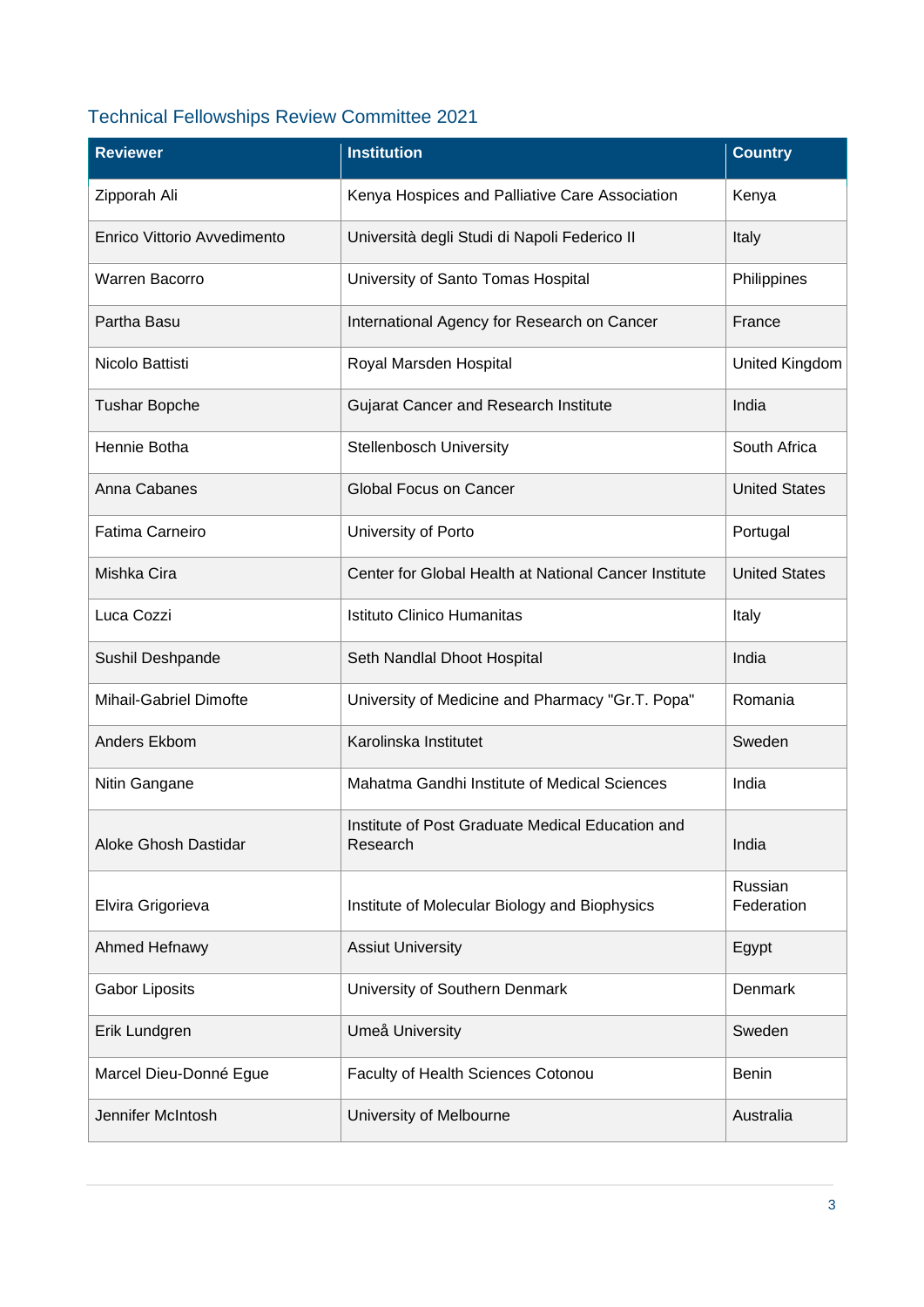## Technical Fellowships Review Committee 2021

| Reviewer | Institution | Country |
|---|---|---|
| Zipporah Ali | Kenya Hospices and Palliative Care Association | Kenya |
| Enrico Vittorio Avvedimento | Università degli Studi di Napoli Federico II | Italy |
| Warren Bacorro | University of Santo Tomas Hospital | Philippines |
| Partha Basu | International Agency for Research on Cancer | France |
| Nicolo Battisti | Royal Marsden Hospital | United Kingdom |
| Tushar Bopche | Gujarat Cancer and Research Institute | India |
| Hennie Botha | Stellenbosch University | South Africa |
| Anna Cabanes | Global Focus on Cancer | United States |
| Fatima Carneiro | University of Porto | Portugal |
| Mishka Cira | Center for Global Health at National Cancer Institute | United States |
| Luca Cozzi | Istituto Clinico Humanitas | Italy |
| Sushil Deshpande | Seth Nandlal Dhoot Hospital | India |
| Mihail-Gabriel Dimofte | University of Medicine and Pharmacy "Gr.T. Popa" | Romania |
| Anders Ekbom | Karolinska Institutet | Sweden |
| Nitin Gangane | Mahatma Gandhi Institute of Medical Sciences | India |
| Aloke Ghosh Dastidar | Institute of Post Graduate Medical Education and Research | India |
| Elvira Grigorieva | Institute of Molecular Biology and Biophysics | Russian Federation |
| Ahmed Hefnawy | Assiut University | Egypt |
| Gabor Liposits | University of Southern Denmark | Denmark |
| Erik Lundgren | Umeå University | Sweden |
| Marcel Dieu-Donné Egue | Faculty of Health Sciences Cotonou | Benin |
| Jennifer McIntosh | University of Melbourne | Australia |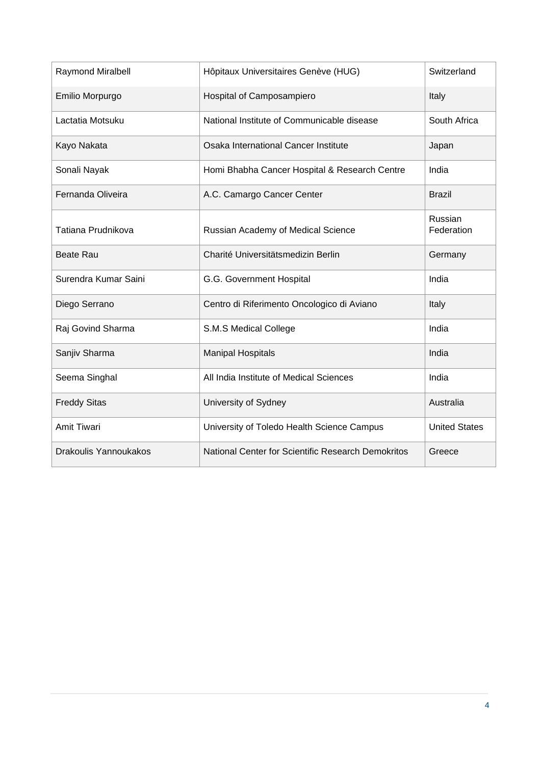| | | |
|---|---|---|
| Raymond Miralbell | Hôpitaux Universitaires Genève (HUG) | Switzerland |
| Emilio Morpurgo | Hospital of Camposampiero | Italy |
| Lactatia Motsuku | National Institute of Communicable disease | South Africa |
| Kayo Nakata | Osaka International Cancer Institute | Japan |
| Sonali Nayak | Homi Bhabha Cancer Hospital & Research Centre | India |
| Fernanda Oliveira | A.C. Camargo Cancer Center | Brazil |
| Tatiana Prudnikova | Russian Academy of Medical Science | Russian Federation |
| Beate Rau | Charité Universitätsmedizin Berlin | Germany |
| Surendra Kumar Saini | G.G. Government Hospital | India |
| Diego Serrano | Centro di Riferimento Oncologico di Aviano | Italy |
| Raj Govind Sharma | S.M.S Medical College | India |
| Sanjiv Sharma | Manipal Hospitals | India |
| Seema Singhal | All India Institute of Medical Sciences | India |
| Freddy Sitas | University of Sydney | Australia |
| Amit Tiwari | University of Toledo Health Science Campus | United States |
| Drakoulis Yannoukakos | National Center for Scientific Research Demokritos | Greece |